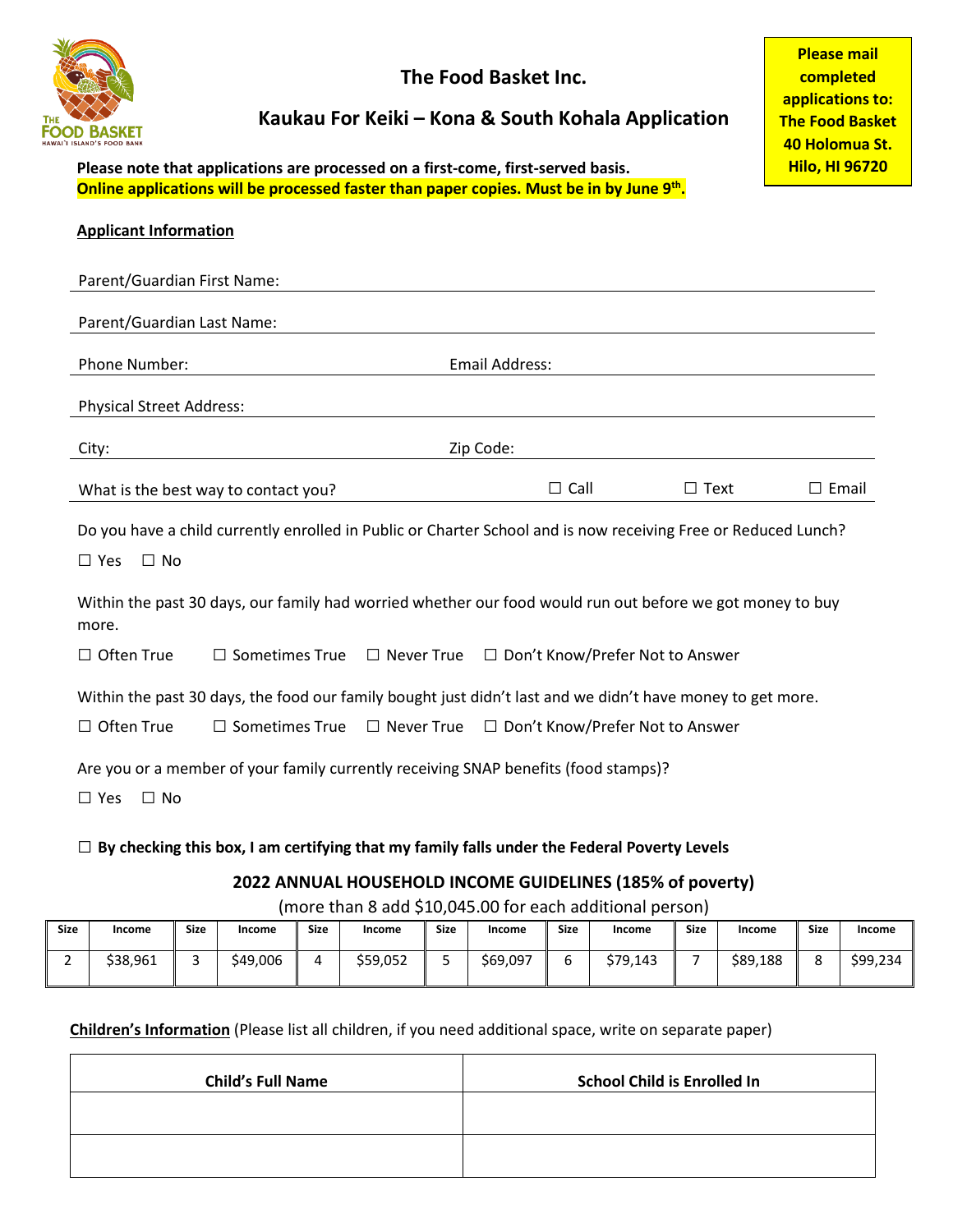# The Food Basket Inc.

## Kaukau For Keiki – Kona & South Kohala Application

**Please mail completed applications to: The Food Basket 40 Holomua St. Hilo, HI 96720**

**Please note that applications are processed on a first-come, first-served basis.**
**Online applications will be processed faster than paper copies. Must be in by June 9th.**

**Applicant Information**

Parent/Guardian First Name:

Parent/Guardian Last Name:

Phone Number: Email Address:

Physical Street Address:

City: Zip Code:

What is the best way to contact you? ☐ Call ☐ Text ☐ Email

Do you have a child currently enrolled in Public or Charter School and is now receiving Free or Reduced Lunch?

☐ Yes ☐ No

Within the past 30 days, our family had worried whether our food would run out before we got money to buy more.

☐ Often True ☐ Sometimes True ☐ Never True ☐ Don't Know/Prefer Not to Answer

Within the past 30 days, the food our family bought just didn't last and we didn't have money to get more.

☐ Often True ☐ Sometimes True ☐ Never True ☐ Don't Know/Prefer Not to Answer

Are you or a member of your family currently receiving SNAP benefits (food stamps)?

☐ Yes ☐ No

☐ **By checking this box, I am certifying that my family falls under the Federal Poverty Levels**

**2022 ANNUAL HOUSEHOLD INCOME GUIDELINES (185% of poverty)**

(more than 8 add $10,045.00 for each additional person)

| Size | Income | Size | Income | Size | Income | Size | Income | Size | Income | Size | Income | Size | Income |
|---|---|---|---|---|---|---|---|---|---|---|---|---|---|
| 2 | $38,961 | 3 | $49,006 | 4 | $59,052 | 5 | $69,097 | 6 | $79,143 | 7 | $89,188 | 8 | $99,234 |

**Children's Information** (Please list all children, if you need additional space, write on separate paper)

| Child's Full Name | School Child is Enrolled In |
|---|---|
| | |
| | |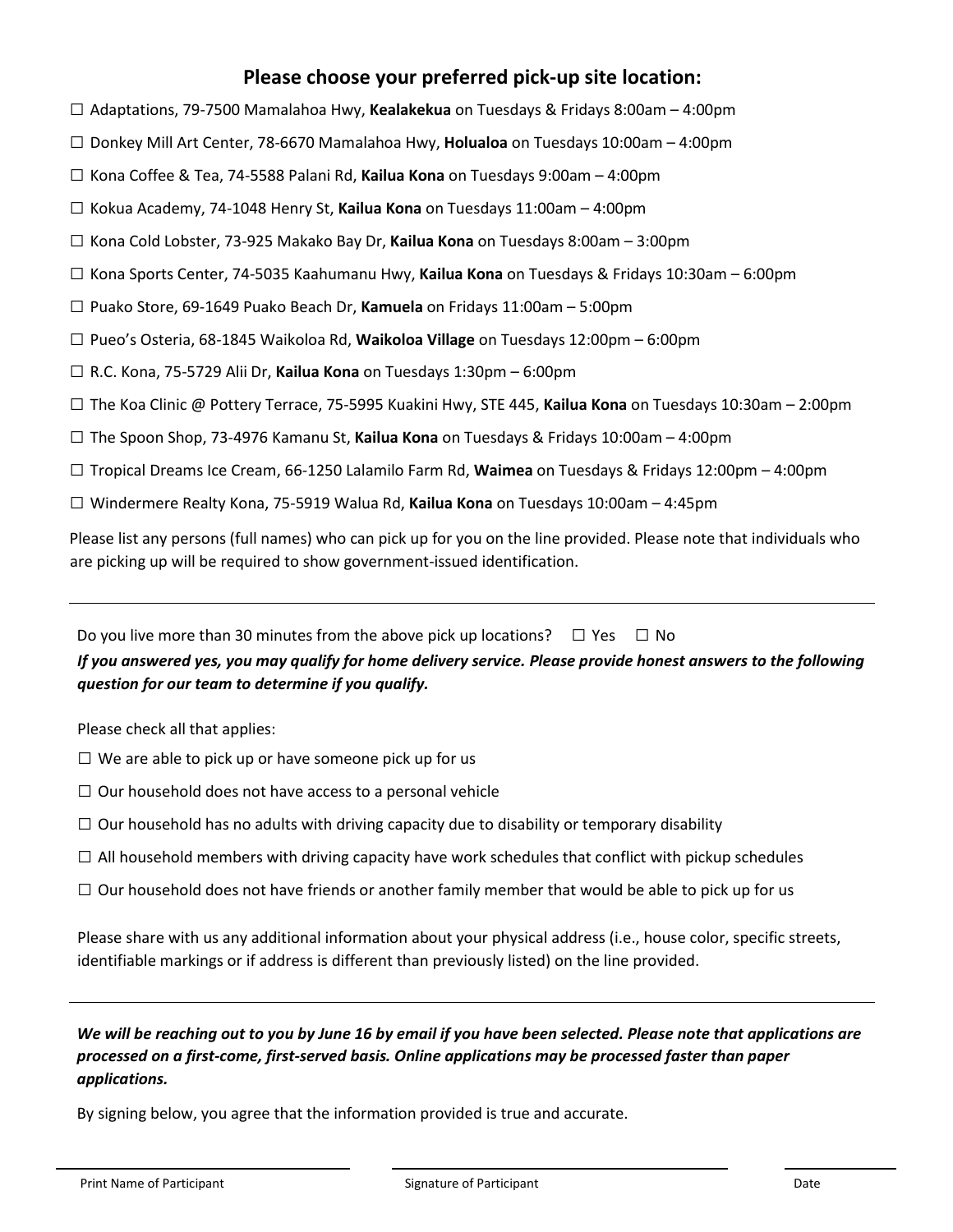## Please choose your preferred pick-up site location:

☐ Adaptations, 79-7500 Mamalahoa Hwy, **Kealakekua** on Tuesdays & Fridays 8:00am – 4:00pm

☐ Donkey Mill Art Center, 78-6670 Mamalahoa Hwy, **Holualoa** on Tuesdays 10:00am – 4:00pm

☐ Kona Coffee & Tea, 74-5588 Palani Rd, **Kailua Kona** on Tuesdays 9:00am – 4:00pm

☐ Kokua Academy, 74-1048 Henry St, **Kailua Kona** on Tuesdays 11:00am – 4:00pm

☐ Kona Cold Lobster, 73-925 Makako Bay Dr, **Kailua Kona** on Tuesdays 8:00am – 3:00pm

☐ Kona Sports Center, 74-5035 Kaahumanu Hwy, **Kailua Kona** on Tuesdays & Fridays 10:30am – 6:00pm

☐ Puako Store, 69-1649 Puako Beach Dr, **Kamuela** on Fridays 11:00am – 5:00pm

☐ Pueo's Osteria, 68-1845 Waikoloa Rd, **Waikoloa Village** on Tuesdays 12:00pm – 6:00pm

☐ R.C. Kona, 75-5729 Alii Dr, **Kailua Kona** on Tuesdays 1:30pm – 6:00pm

☐ The Koa Clinic @ Pottery Terrace, 75-5995 Kuakini Hwy, STE 445, **Kailua Kona** on Tuesdays 10:30am – 2:00pm

☐ The Spoon Shop, 73-4976 Kamanu St, **Kailua Kona** on Tuesdays & Fridays 10:00am – 4:00pm

☐ Tropical Dreams Ice Cream, 66-1250 Lalamilo Farm Rd, **Waimea** on Tuesdays & Fridays 12:00pm – 4:00pm

☐ Windermere Realty Kona, 75-5919 Walua Rd, **Kailua Kona** on Tuesdays 10:00am – 4:45pm

Please list any persons (full names) who can pick up for you on the line provided. Please note that individuals who are picking up will be required to show government-issued identification.

______________________________________________________________________________

Do you live more than 30 minutes from the above pick up locations? ☐ Yes ☐ No

***If you answered yes, you may qualify for home delivery service. Please provide honest answers to the following question for our team to determine if you qualify.***

Please check all that applies:

☐ We are able to pick up or have someone pick up for us

☐ Our household does not have access to a personal vehicle

☐ Our household has no adults with driving capacity due to disability or temporary disability

☐ All household members with driving capacity have work schedules that conflict with pickup schedules

☐ Our household does not have friends or another family member that would be able to pick up for us

Please share with us any additional information about your physical address (i.e., house color, specific streets, identifiable markings or if address is different than previously listed) on the line provided.

______________________________________________________________________________

***We will be reaching out to you by June 16 by email if you have been selected. Please note that applications are processed on a first-come, first-served basis. Online applications may be processed faster than paper applications.***

By signing below, you agree that the information provided is true and accurate.

______________________ ______________________ __________

Print Name of Participant    Signature of Participant    Date